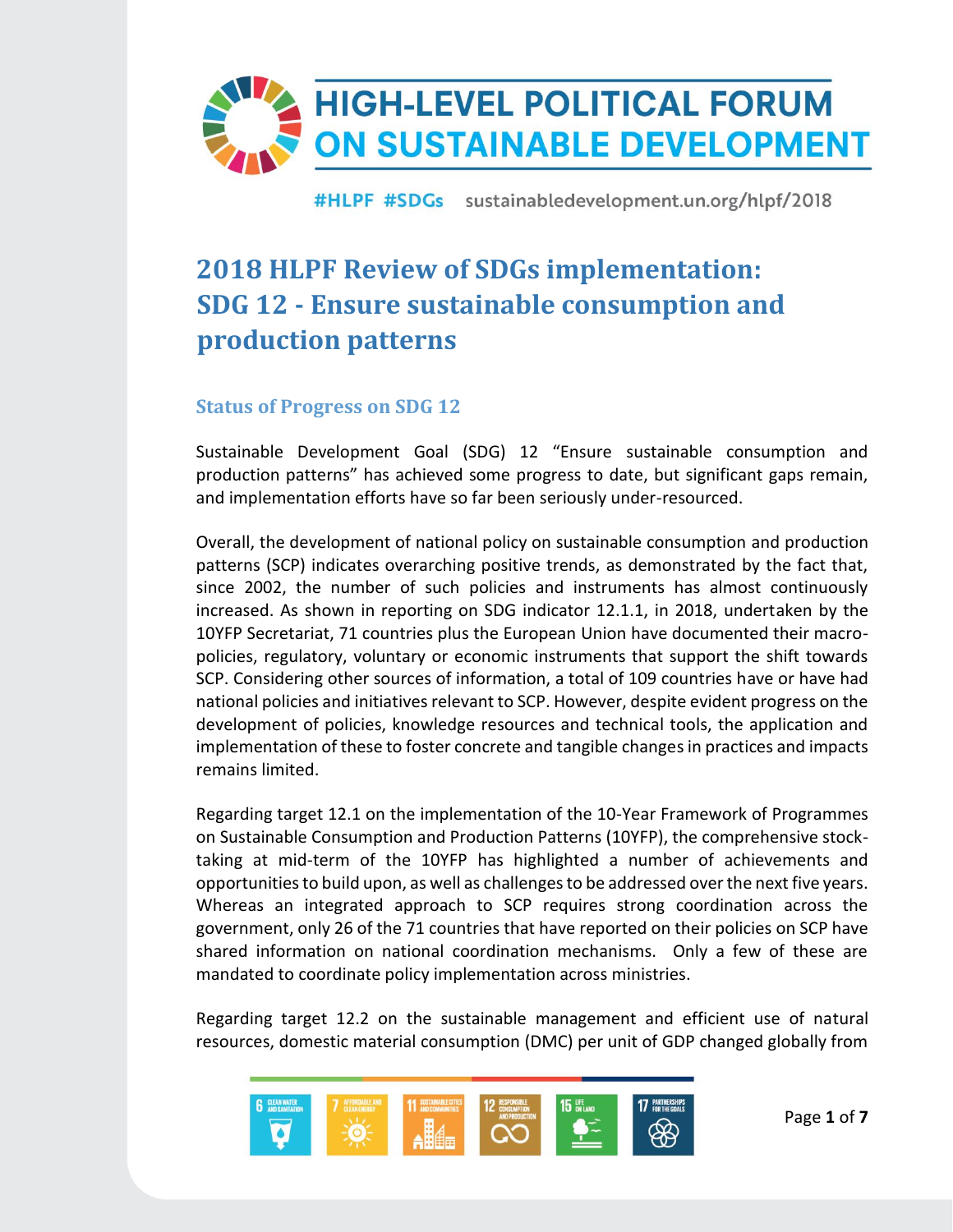# HIGH-LEVEL POLITICAL FORUM ON SUSTAINABLE DEVELOPMENT

#HLPF #SDGs sustainabledevelopment.un.org/hlpf/2018

## 2018 HLPF Review of SDGs implementation: SDG 12 - Ensure sustainable consumption and production patterns

### Status of Progress on SDG 12

Sustainable Development Goal (SDG) 12 "Ensure sustainable consumption and production patterns" has achieved some progress to date, but significant gaps remain, and implementation efforts have so far been seriously under-resourced.

Overall, the development of national policy on sustainable consumption and production patterns (SCP) indicates overarching positive trends, as demonstrated by the fact that, since 2002, the number of such policies and instruments has almost continuously increased. As shown in reporting on SDG indicator 12.1.1, in 2018, undertaken by the 10YFP Secretariat, 71 countries plus the European Union have documented their macro-policies, regulatory, voluntary or economic instruments that support the shift towards SCP. Considering other sources of information, a total of 109 countries have or have had national policies and initiatives relevant to SCP. However, despite evident progress on the development of policies, knowledge resources and technical tools, the application and implementation of these to foster concrete and tangible changes in practices and impacts remains limited.

Regarding target 12.1 on the implementation of the 10-Year Framework of Programmes on Sustainable Consumption and Production Patterns (10YFP), the comprehensive stock-taking at mid-term of the 10YFP has highlighted a number of achievements and opportunities to build upon, as well as challenges to be addressed over the next five years. Whereas an integrated approach to SCP requires strong coordination across the government, only 26 of the 71 countries that have reported on their policies on SCP have shared information on national coordination mechanisms. Only a few of these are mandated to coordinate policy implementation across ministries.

Regarding target 12.2 on the sustainable management and efficient use of natural resources, domestic material consumption (DMC) per unit of GDP changed globally from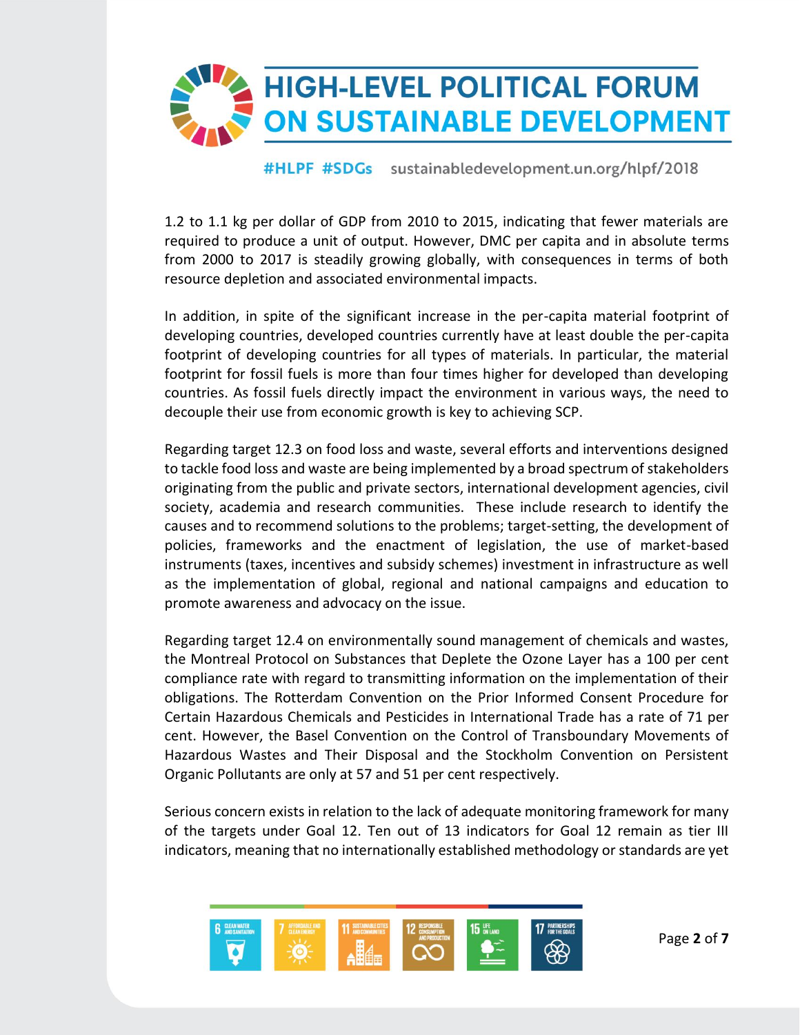1.2 to 1.1 kg per dollar of GDP from 2010 to 2015, indicating that fewer materials are required to produce a unit of output. However, DMC per capita and in absolute terms from 2000 to 2017 is steadily growing globally, with consequences in terms of both resource depletion and associated environmental impacts.

In addition, in spite of the significant increase in the per-capita material footprint of developing countries, developed countries currently have at least double the per-capita footprint of developing countries for all types of materials. In particular, the material footprint for fossil fuels is more than four times higher for developed than developing countries. As fossil fuels directly impact the environment in various ways, the need to decouple their use from economic growth is key to achieving SCP.

Regarding target 12.3 on food loss and waste, several efforts and interventions designed to tackle food loss and waste are being implemented by a broad spectrum of stakeholders originating from the public and private sectors, international development agencies, civil society, academia and research communities. These include research to identify the causes and to recommend solutions to the problems; target-setting, the development of policies, frameworks and the enactment of legislation, the use of market-based instruments (taxes, incentives and subsidy schemes) investment in infrastructure as well as the implementation of global, regional and national campaigns and education to promote awareness and advocacy on the issue.

Regarding target 12.4 on environmentally sound management of chemicals and wastes, the Montreal Protocol on Substances that Deplete the Ozone Layer has a 100 per cent compliance rate with regard to transmitting information on the implementation of their obligations. The Rotterdam Convention on the Prior Informed Consent Procedure for Certain Hazardous Chemicals and Pesticides in International Trade has a rate of 71 per cent. However, the Basel Convention on the Control of Transboundary Movements of Hazardous Wastes and Their Disposal and the Stockholm Convention on Persistent Organic Pollutants are only at 57 and 51 per cent respectively.

Serious concern exists in relation to the lack of adequate monitoring framework for many of the targets under Goal 12. Ten out of 13 indicators for Goal 12 remain as tier III indicators, meaning that no internationally established methodology or standards are yet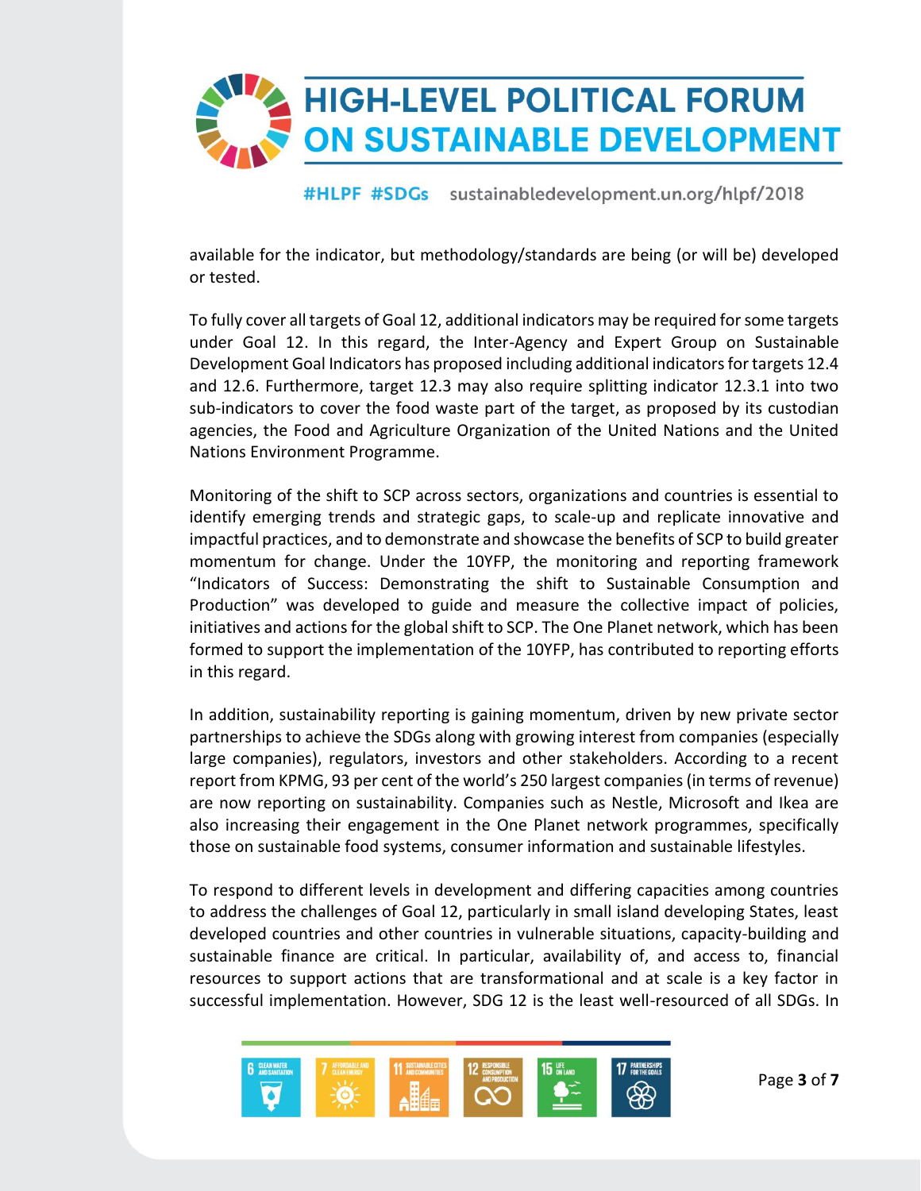available for the indicator, but methodology/standards are being (or will be) developed or tested.

To fully cover all targets of Goal 12, additional indicators may be required for some targets under Goal 12. In this regard, the Inter-Agency and Expert Group on Sustainable Development Goal Indicators has proposed including additional indicators for targets 12.4 and 12.6. Furthermore, target 12.3 may also require splitting indicator 12.3.1 into two sub-indicators to cover the food waste part of the target, as proposed by its custodian agencies, the Food and Agriculture Organization of the United Nations and the United Nations Environment Programme.

Monitoring of the shift to SCP across sectors, organizations and countries is essential to identify emerging trends and strategic gaps, to scale-up and replicate innovative and impactful practices, and to demonstrate and showcase the benefits of SCP to build greater momentum for change. Under the 10YFP, the monitoring and reporting framework "Indicators of Success: Demonstrating the shift to Sustainable Consumption and Production" was developed to guide and measure the collective impact of policies, initiatives and actions for the global shift to SCP. The One Planet network, which has been formed to support the implementation of the 10YFP, has contributed to reporting efforts in this regard.

In addition, sustainability reporting is gaining momentum, driven by new private sector partnerships to achieve the SDGs along with growing interest from companies (especially large companies), regulators, investors and other stakeholders. According to a recent report from KPMG, 93 per cent of the world's 250 largest companies (in terms of revenue) are now reporting on sustainability. Companies such as Nestle, Microsoft and Ikea are also increasing their engagement in the One Planet network programmes, specifically those on sustainable food systems, consumer information and sustainable lifestyles.

To respond to different levels in development and differing capacities among countries to address the challenges of Goal 12, particularly in small island developing States, least developed countries and other countries in vulnerable situations, capacity-building and sustainable finance are critical. In particular, availability of, and access to, financial resources to support actions that are transformational and at scale is a key factor in successful implementation. However, SDG 12 is the least well-resourced of all SDGs. In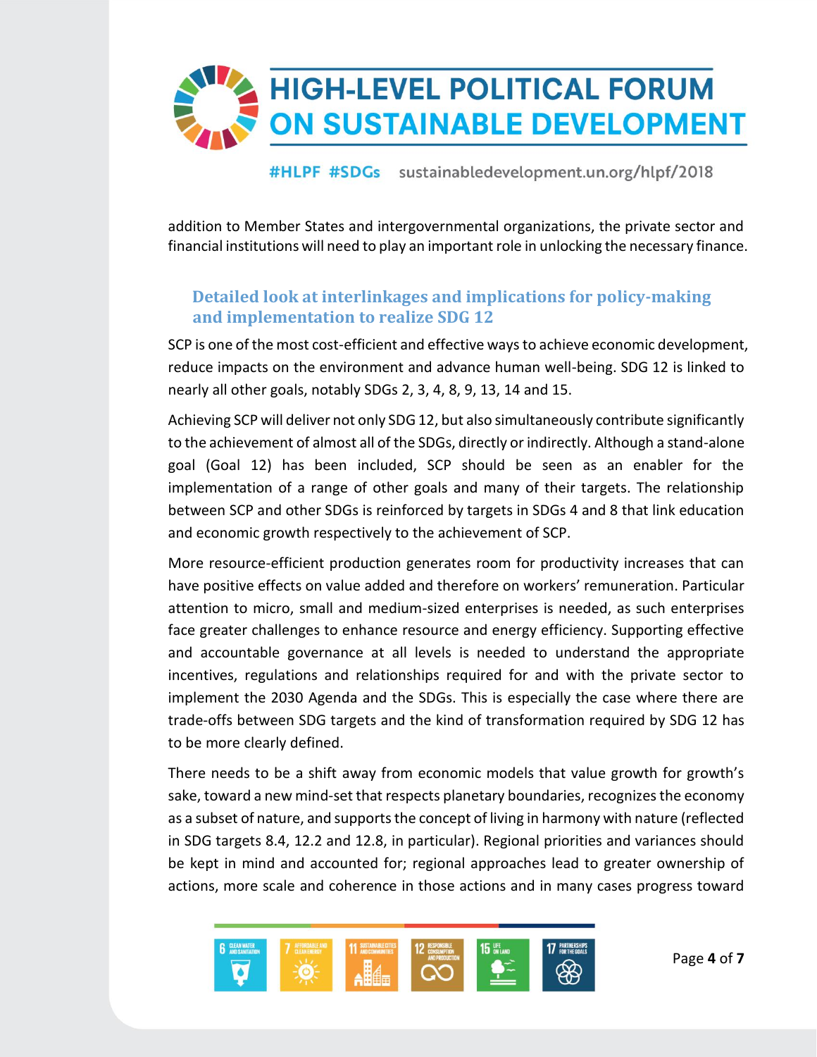addition to Member States and intergovernmental organizations, the private sector and financial institutions will need to play an important role in unlocking the necessary finance.

## Detailed look at interlinkages and implications for policy-making and implementation to realize SDG 12

SCP is one of the most cost-efficient and effective ways to achieve economic development, reduce impacts on the environment and advance human well-being. SDG 12 is linked to nearly all other goals, notably SDGs 2, 3, 4, 8, 9, 13, 14 and 15.

Achieving SCP will deliver not only SDG 12, but also simultaneously contribute significantly to the achievement of almost all of the SDGs, directly or indirectly. Although a stand-alone goal (Goal 12) has been included, SCP should be seen as an enabler for the implementation of a range of other goals and many of their targets. The relationship between SCP and other SDGs is reinforced by targets in SDGs 4 and 8 that link education and economic growth respectively to the achievement of SCP.

More resource-efficient production generates room for productivity increases that can have positive effects on value added and therefore on workers' remuneration. Particular attention to micro, small and medium-sized enterprises is needed, as such enterprises face greater challenges to enhance resource and energy efficiency. Supporting effective and accountable governance at all levels is needed to understand the appropriate incentives, regulations and relationships required for and with the private sector to implement the 2030 Agenda and the SDGs. This is especially the case where there are trade-offs between SDG targets and the kind of transformation required by SDG 12 has to be more clearly defined.

There needs to be a shift away from economic models that value growth for growth's sake, toward a new mind-set that respects planetary boundaries, recognizes the economy as a subset of nature, and supports the concept of living in harmony with nature (reflected in SDG targets 8.4, 12.2 and 12.8, in particular). Regional priorities and variances should be kept in mind and accounted for; regional approaches lead to greater ownership of actions, more scale and coherence in those actions and in many cases progress toward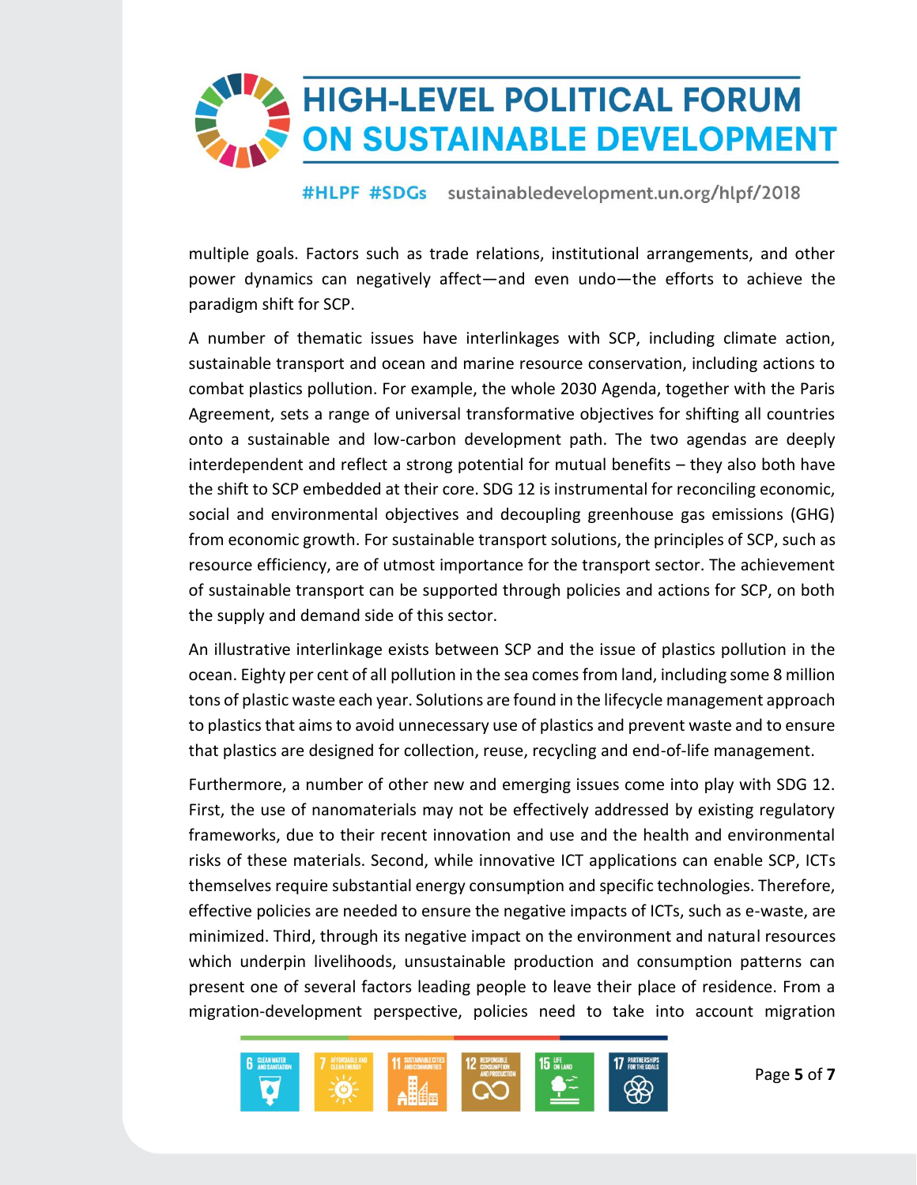multiple goals. Factors such as trade relations, institutional arrangements, and other power dynamics can negatively affect—and even undo—the efforts to achieve the paradigm shift for SCP.

A number of thematic issues have interlinkages with SCP, including climate action, sustainable transport and ocean and marine resource conservation, including actions to combat plastics pollution. For example, the whole 2030 Agenda, together with the Paris Agreement, sets a range of universal transformative objectives for shifting all countries onto a sustainable and low-carbon development path. The two agendas are deeply interdependent and reflect a strong potential for mutual benefits – they also both have the shift to SCP embedded at their core. SDG 12 is instrumental for reconciling economic, social and environmental objectives and decoupling greenhouse gas emissions (GHG) from economic growth. For sustainable transport solutions, the principles of SCP, such as resource efficiency, are of utmost importance for the transport sector. The achievement of sustainable transport can be supported through policies and actions for SCP, on both the supply and demand side of this sector.

An illustrative interlinkage exists between SCP and the issue of plastics pollution in the ocean. Eighty per cent of all pollution in the sea comes from land, including some 8 million tons of plastic waste each year. Solutions are found in the lifecycle management approach to plastics that aims to avoid unnecessary use of plastics and prevent waste and to ensure that plastics are designed for collection, reuse, recycling and end-of-life management.

Furthermore, a number of other new and emerging issues come into play with SDG 12. First, the use of nanomaterials may not be effectively addressed by existing regulatory frameworks, due to their recent innovation and use and the health and environmental risks of these materials. Second, while innovative ICT applications can enable SCP, ICTs themselves require substantial energy consumption and specific technologies. Therefore, effective policies are needed to ensure the negative impacts of ICTs, such as e-waste, are minimized. Third, through its negative impact on the environment and natural resources which underpin livelihoods, unsustainable production and consumption patterns can present one of several factors leading people to leave their place of residence. From a migration-development perspective, policies need to take into account migration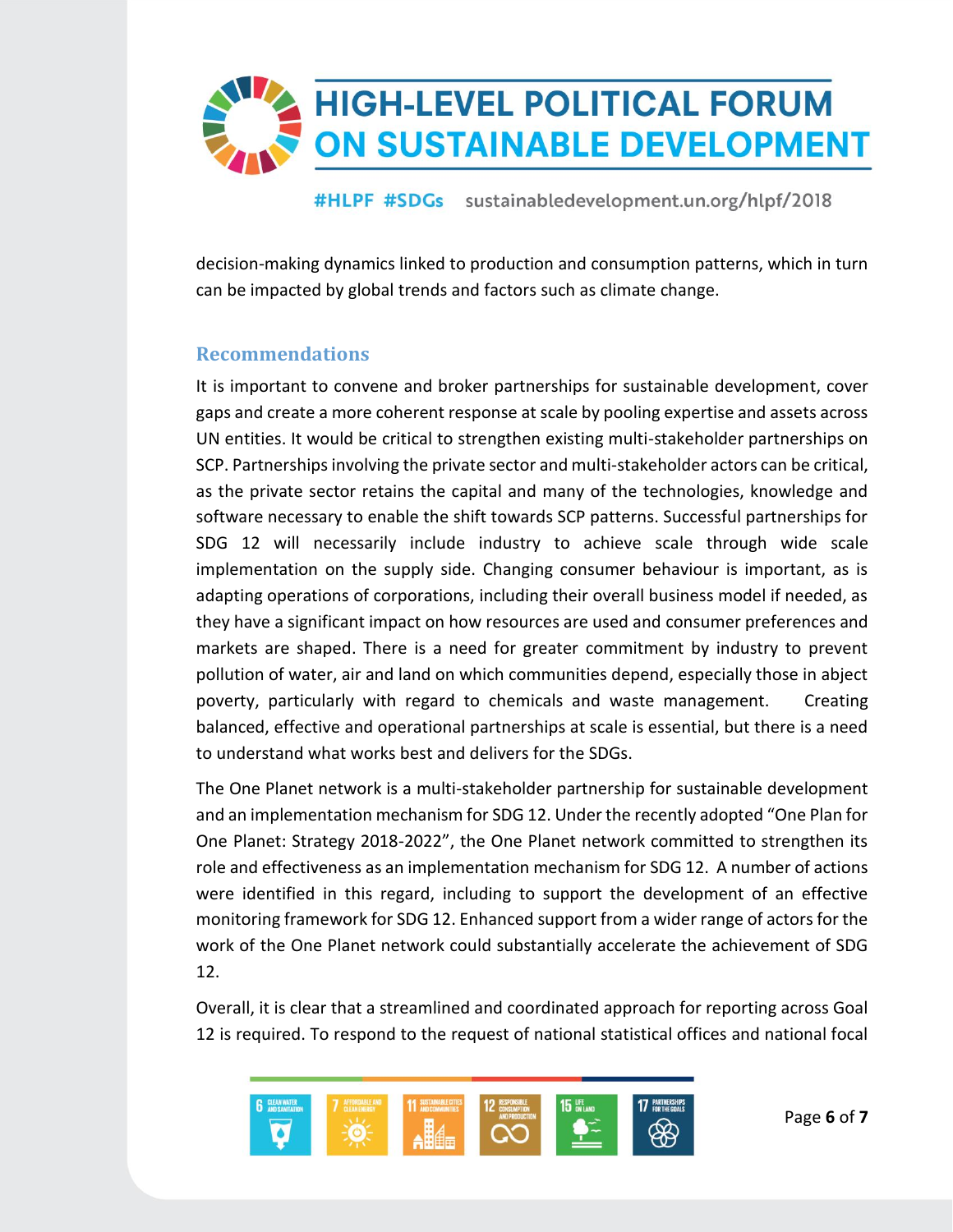decision-making dynamics linked to production and consumption patterns, which in turn can be impacted by global trends and factors such as climate change.

## Recommendations

It is important to convene and broker partnerships for sustainable development, cover gaps and create a more coherent response at scale by pooling expertise and assets across UN entities. It would be critical to strengthen existing multi-stakeholder partnerships on SCP. Partnerships involving the private sector and multi-stakeholder actors can be critical, as the private sector retains the capital and many of the technologies, knowledge and software necessary to enable the shift towards SCP patterns. Successful partnerships for SDG 12 will necessarily include industry to achieve scale through wide scale implementation on the supply side. Changing consumer behaviour is important, as is adapting operations of corporations, including their overall business model if needed, as they have a significant impact on how resources are used and consumer preferences and markets are shaped. There is a need for greater commitment by industry to prevent pollution of water, air and land on which communities depend, especially those in abject poverty, particularly with regard to chemicals and waste management. Creating balanced, effective and operational partnerships at scale is essential, but there is a need to understand what works best and delivers for the SDGs.

The One Planet network is a multi-stakeholder partnership for sustainable development and an implementation mechanism for SDG 12. Under the recently adopted "One Plan for One Planet: Strategy 2018-2022", the One Planet network committed to strengthen its role and effectiveness as an implementation mechanism for SDG 12. A number of actions were identified in this regard, including to support the development of an effective monitoring framework for SDG 12. Enhanced support from a wider range of actors for the work of the One Planet network could substantially accelerate the achievement of SDG 12.

Overall, it is clear that a streamlined and coordinated approach for reporting across Goal 12 is required. To respond to the request of national statistical offices and national focal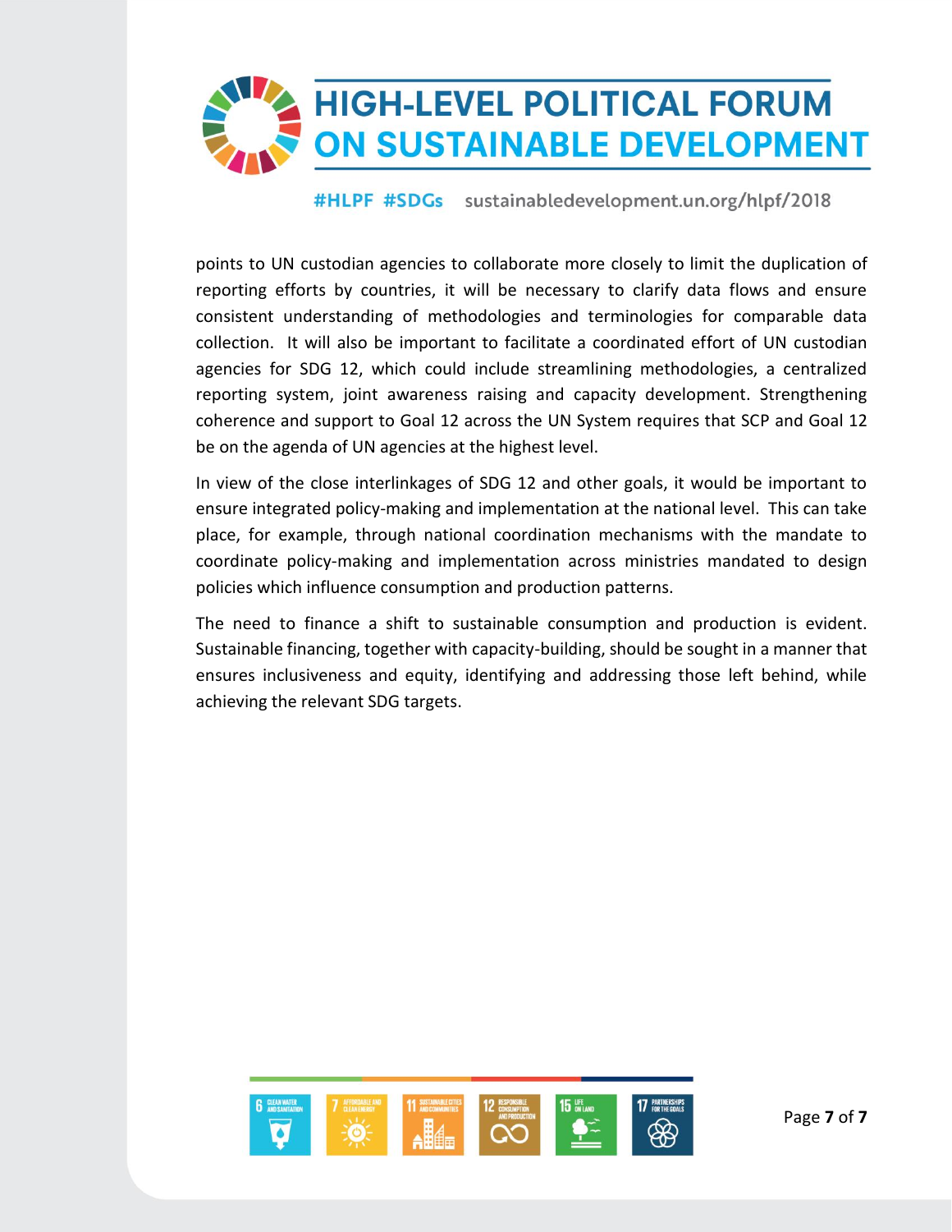points to UN custodian agencies to collaborate more closely to limit the duplication of reporting efforts by countries, it will be necessary to clarify data flows and ensure consistent understanding of methodologies and terminologies for comparable data collection. It will also be important to facilitate a coordinated effort of UN custodian agencies for SDG 12, which could include streamlining methodologies, a centralized reporting system, joint awareness raising and capacity development. Strengthening coherence and support to Goal 12 across the UN System requires that SCP and Goal 12 be on the agenda of UN agencies at the highest level.

In view of the close interlinkages of SDG 12 and other goals, it would be important to ensure integrated policy-making and implementation at the national level. This can take place, for example, through national coordination mechanisms with the mandate to coordinate policy-making and implementation across ministries mandated to design policies which influence consumption and production patterns.

The need to finance a shift to sustainable consumption and production is evident. Sustainable financing, together with capacity-building, should be sought in a manner that ensures inclusiveness and equity, identifying and addressing those left behind, while achieving the relevant SDG targets.